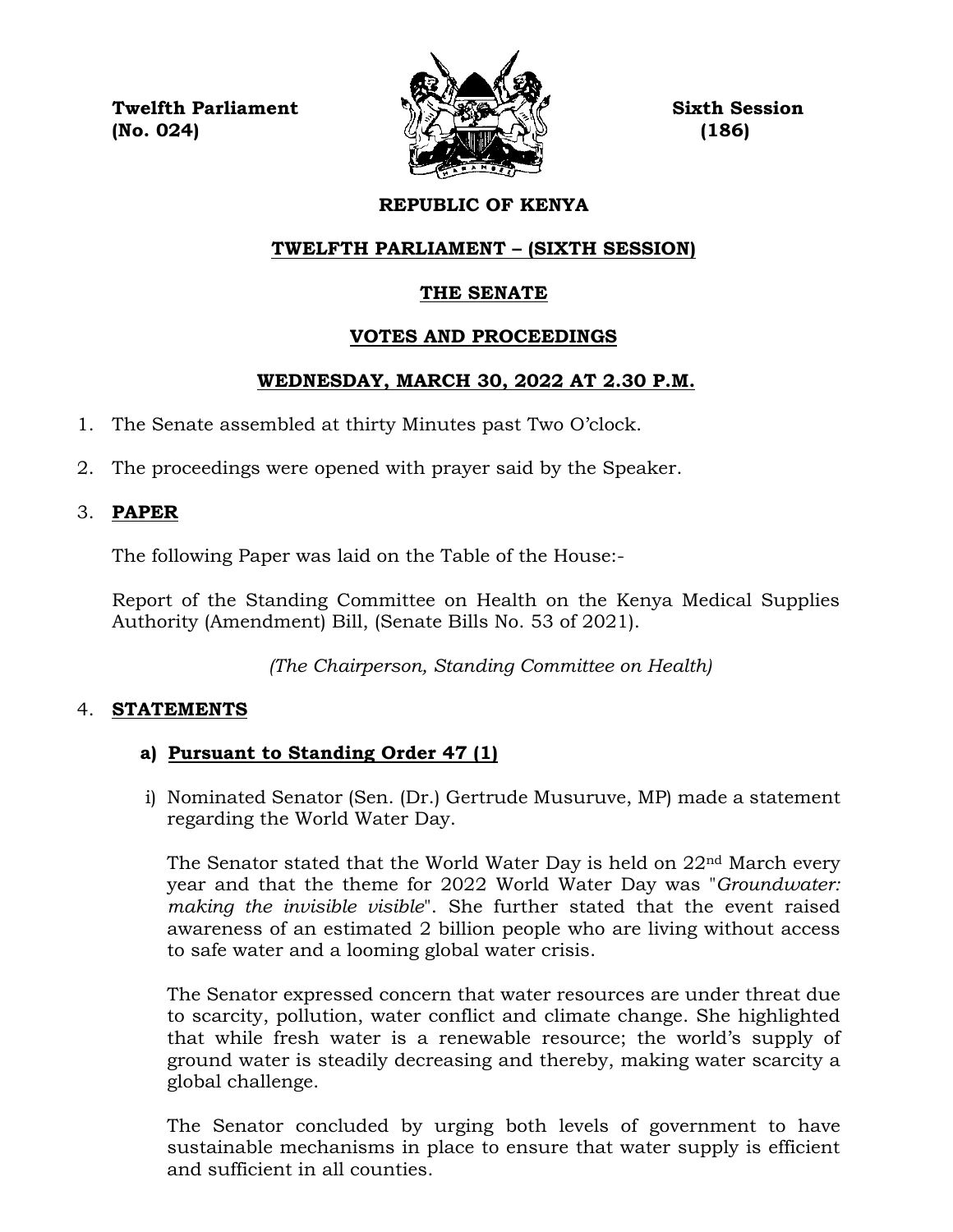**Twelfth Parliament**
**(No. 024)**

**Sixth Session**
**(186)**

**REPUBLIC OF KENYA**

**TWELFTH PARLIAMENT – (SIXTH SESSION)**

**THE SENATE**

**VOTES AND PROCEEDINGS**

**WEDNESDAY, MARCH 30, 2022 AT 2.30 P.M.**

1. The Senate assembled at thirty Minutes past Two O'clock.

2. The proceedings were opened with prayer said by the Speaker.

3. **PAPER**

   The following Paper was laid on the Table of the House:-

   Report of the Standing Committee on Health on the Kenya Medical Supplies Authority (Amendment) Bill, (Senate Bills No. 53 of 2021).

   *(The Chairperson, Standing Committee on Health)*

4. **STATEMENTS**

   **a) Pursuant to Standing Order 47 (1)**

   i) Nominated Senator (Sen. (Dr.) Gertrude Musuruve, MP) made a statement regarding the World Water Day.

   The Senator stated that the World Water Day is held on 22nd March every year and that the theme for 2022 World Water Day was "*Groundwater: making the invisible visible*". She further stated that the event raised awareness of an estimated 2 billion people who are living without access to safe water and a looming global water crisis.

   The Senator expressed concern that water resources are under threat due to scarcity, pollution, water conflict and climate change. She highlighted that while fresh water is a renewable resource; the world's supply of ground water is steadily decreasing and thereby, making water scarcity a global challenge.

   The Senator concluded by urging both levels of government to have sustainable mechanisms in place to ensure that water supply is efficient and sufficient in all counties.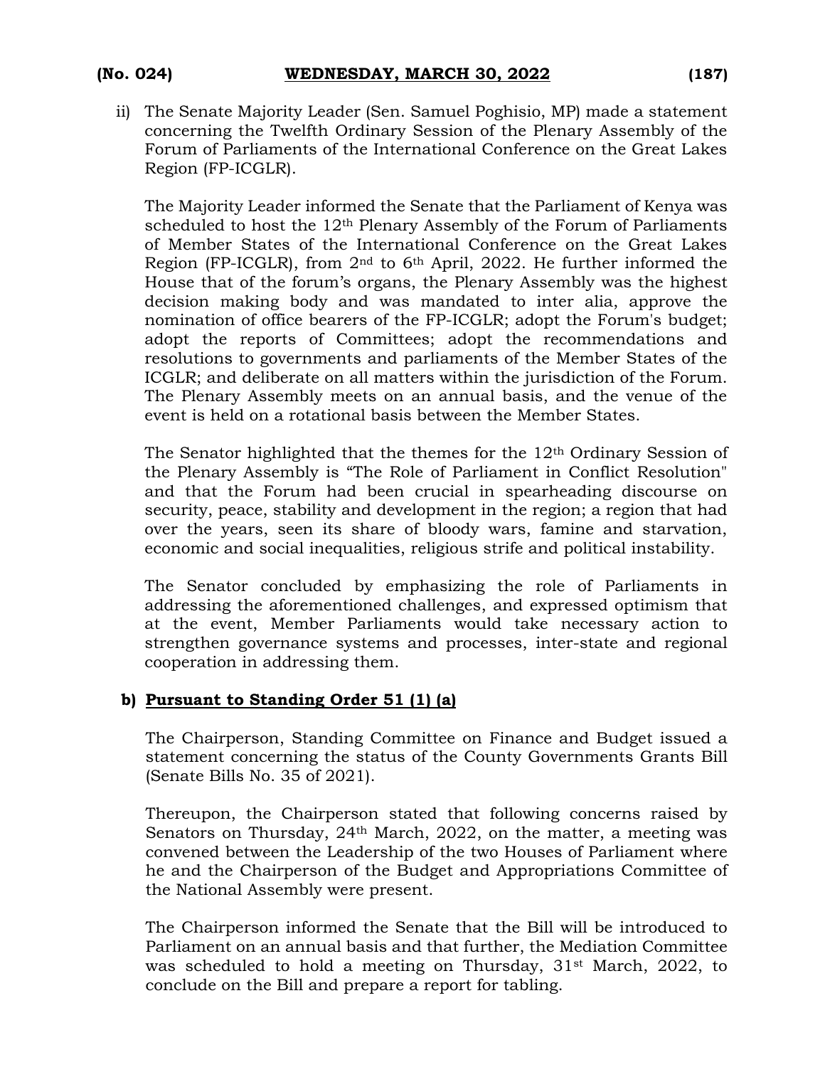ii) The Senate Majority Leader (Sen. Samuel Poghisio, MP) made a statement concerning the Twelfth Ordinary Session of the Plenary Assembly of the Forum of Parliaments of the International Conference on the Great Lakes Region (FP-ICGLR).

The Majority Leader informed the Senate that the Parliament of Kenya was scheduled to host the 12th Plenary Assembly of the Forum of Parliaments of Member States of the International Conference on the Great Lakes Region (FP-ICGLR), from 2nd to 6th April, 2022. He further informed the House that of the forum's organs, the Plenary Assembly was the highest decision making body and was mandated to inter alia, approve the nomination of office bearers of the FP-ICGLR; adopt the Forum's budget; adopt the reports of Committees; adopt the recommendations and resolutions to governments and parliaments of the Member States of the ICGLR; and deliberate on all matters within the jurisdiction of the Forum. The Plenary Assembly meets on an annual basis, and the venue of the event is held on a rotational basis between the Member States.

The Senator highlighted that the themes for the 12th Ordinary Session of the Plenary Assembly is "The Role of Parliament in Conflict Resolution" and that the Forum had been crucial in spearheading discourse on security, peace, stability and development in the region; a region that had over the years, seen its share of bloody wars, famine and starvation, economic and social inequalities, religious strife and political instability.

The Senator concluded by emphasizing the role of Parliaments in addressing the aforementioned challenges, and expressed optimism that at the event, Member Parliaments would take necessary action to strengthen governance systems and processes, inter-state and regional cooperation in addressing them.

**b) Pursuant to Standing Order 51 (1) (a)**

The Chairperson, Standing Committee on Finance and Budget issued a statement concerning the status of the County Governments Grants Bill (Senate Bills No. 35 of 2021).

Thereupon, the Chairperson stated that following concerns raised by Senators on Thursday, 24th March, 2022, on the matter, a meeting was convened between the Leadership of the two Houses of Parliament where he and the Chairperson of the Budget and Appropriations Committee of the National Assembly were present.

The Chairperson informed the Senate that the Bill will be introduced to Parliament on an annual basis and that further, the Mediation Committee was scheduled to hold a meeting on Thursday, 31st March, 2022, to conclude on the Bill and prepare a report for tabling.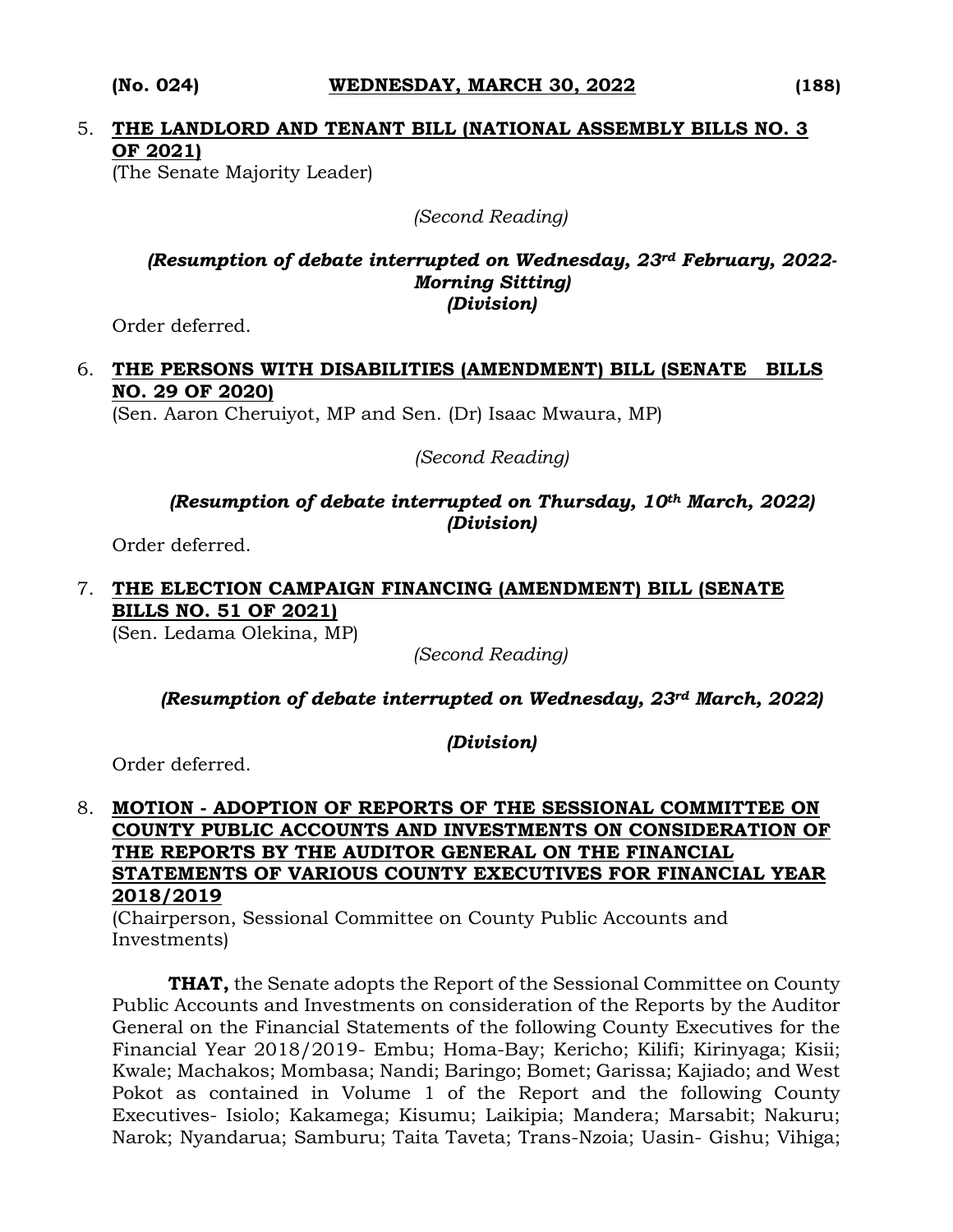5. **THE LANDLORD AND TENANT BILL (NATIONAL ASSEMBLY BILLS NO. 3 OF 2021)**
(The Senate Majority Leader)

*(Second Reading)*

***(Resumption of debate interrupted on Wednesday, 23rd February, 2022-Morning Sitting)***
***(Division)***

Order deferred.

6. **THE PERSONS WITH DISABILITIES (AMENDMENT) BILL (SENATE BILLS NO. 29 OF 2020)**
(Sen. Aaron Cheruiyot, MP and Sen. (Dr) Isaac Mwaura, MP)

*(Second Reading)*

***(Resumption of debate interrupted on Thursday, 10th March, 2022)***
***(Division)***

Order deferred.

7. **THE ELECTION CAMPAIGN FINANCING (AMENDMENT) BILL (SENATE BILLS NO. 51 OF 2021)**
(Sen. Ledama Olekina, MP)

*(Second Reading)*

***(Resumption of debate interrupted on Wednesday, 23rd March, 2022)***

***(Division)***

Order deferred.

8. **MOTION - ADOPTION OF REPORTS OF THE SESSIONAL COMMITTEE ON COUNTY PUBLIC ACCOUNTS AND INVESTMENTS ON CONSIDERATION OF THE REPORTS BY THE AUDITOR GENERAL ON THE FINANCIAL STATEMENTS OF VARIOUS COUNTY EXECUTIVES FOR FINANCIAL YEAR 2018/2019**
(Chairperson, Sessional Committee on County Public Accounts and Investments)

**THAT,** the Senate adopts the Report of the Sessional Committee on County Public Accounts and Investments on consideration of the Reports by the Auditor General on the Financial Statements of the following County Executives for the Financial Year 2018/2019- Embu; Homa-Bay; Kericho; Kilifi; Kirinyaga; Kisii; Kwale; Machakos; Mombasa; Nandi; Baringo; Bomet; Garissa; Kajiado; and West Pokot as contained in Volume 1 of the Report and the following County Executives- Isiolo; Kakamega; Kisumu; Laikipia; Mandera; Marsabit; Nakuru; Narok; Nyandarua; Samburu; Taita Taveta; Trans-Nzoia; Uasin- Gishu; Vihiga;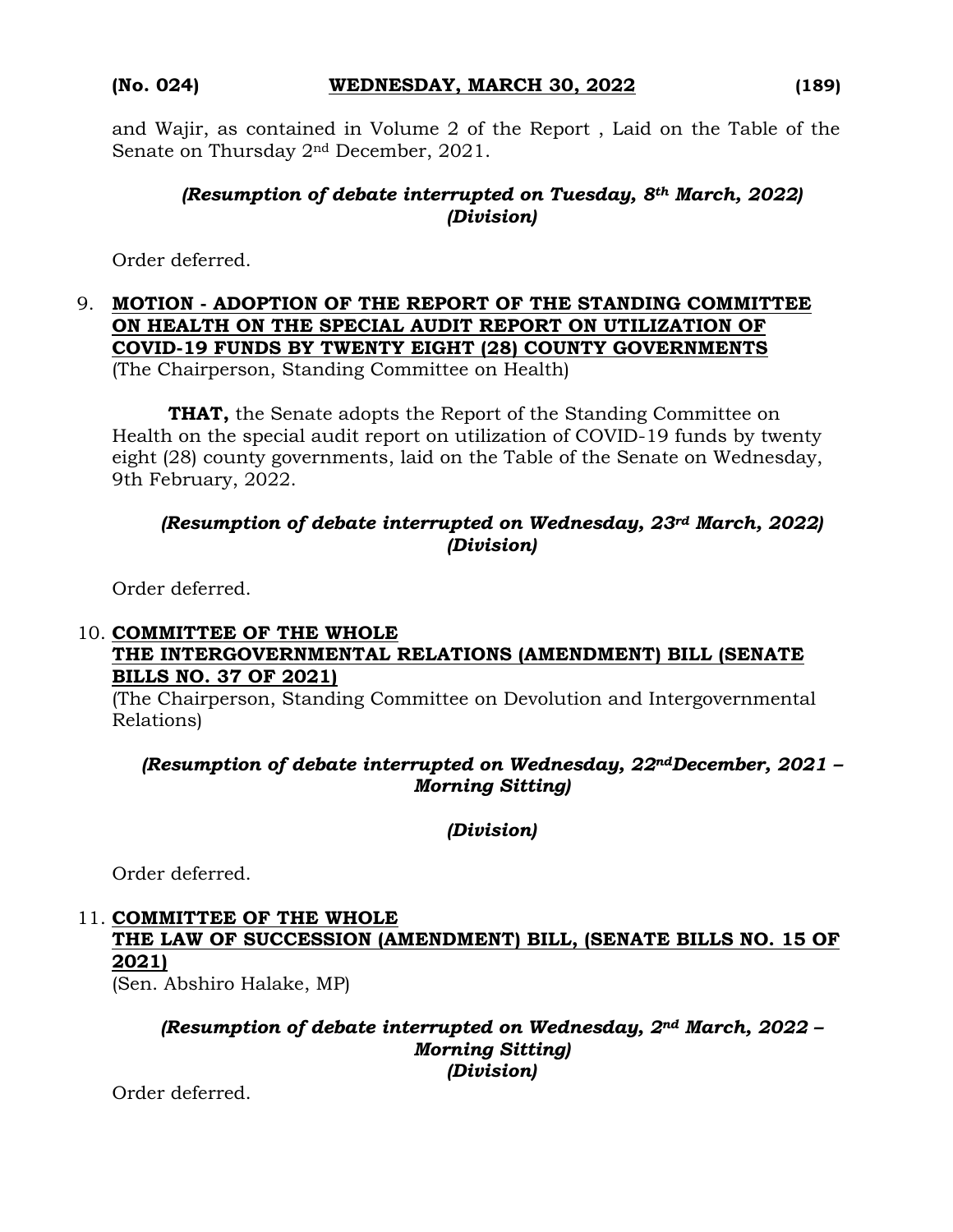and Wajir, as contained in Volume 2 of the Report , Laid on the Table of the Senate on Thursday 2nd December, 2021.

***(Resumption of debate interrupted on Tuesday, 8th March, 2022)***
***(Division)***

Order deferred.

9. **MOTION - ADOPTION OF THE REPORT OF THE STANDING COMMITTEE ON HEALTH ON THE SPECIAL AUDIT REPORT ON UTILIZATION OF COVID-19 FUNDS BY TWENTY EIGHT (28) COUNTY GOVERNMENTS**
(The Chairperson, Standing Committee on Health)

**THAT,** the Senate adopts the Report of the Standing Committee on Health on the special audit report on utilization of COVID-19 funds by twenty eight (28) county governments, laid on the Table of the Senate on Wednesday, 9th February, 2022.

***(Resumption of debate interrupted on Wednesday, 23rd March, 2022)***
***(Division)***

Order deferred.

10. **COMMITTEE OF THE WHOLE**
**THE INTERGOVERNMENTAL RELATIONS (AMENDMENT) BILL (SENATE BILLS NO. 37 OF 2021)**
(The Chairperson, Standing Committee on Devolution and Intergovernmental Relations)

***(Resumption of debate interrupted on Wednesday, 22ndDecember, 2021 – Morning Sitting)***

***(Division)***

Order deferred.

11. **COMMITTEE OF THE WHOLE**
**THE LAW OF SUCCESSION (AMENDMENT) BILL, (SENATE BILLS NO. 15 OF 2021)**
(Sen. Abshiro Halake, MP)

***(Resumption of debate interrupted on Wednesday, 2nd March, 2022 – Morning Sitting)***
***(Division)***

Order deferred.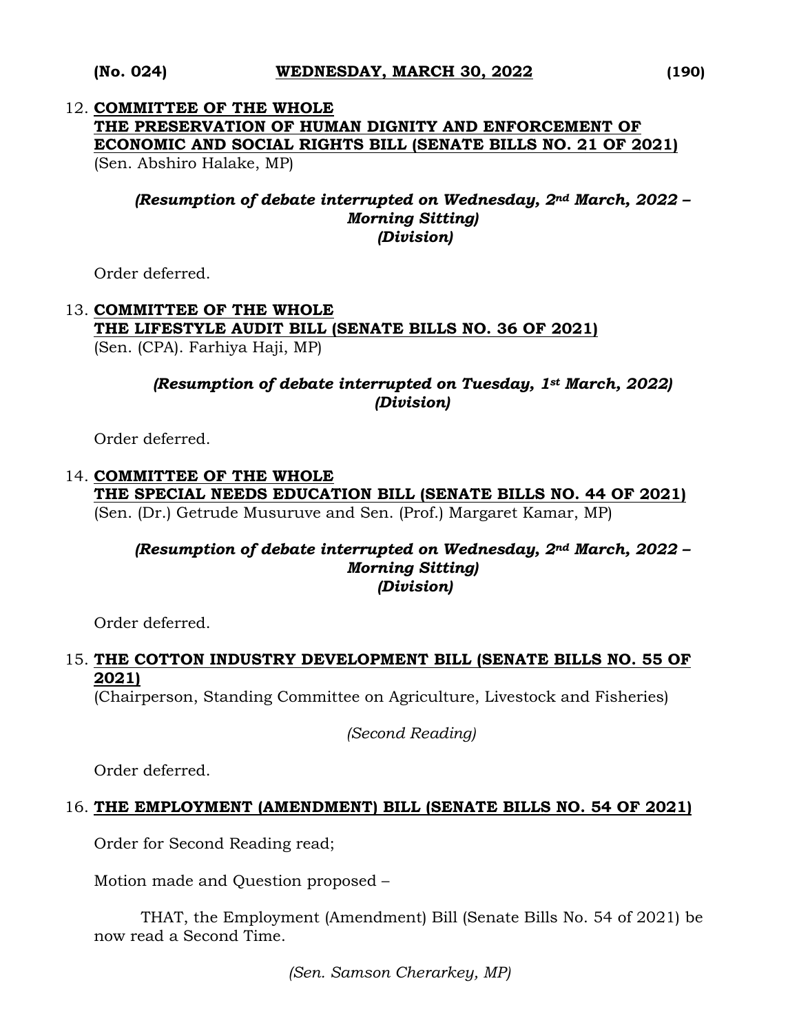12. **COMMITTEE OF THE WHOLE**
**THE PRESERVATION OF HUMAN DIGNITY AND ENFORCEMENT OF ECONOMIC AND SOCIAL RIGHTS BILL (SENATE BILLS NO. 21 OF 2021)**
(Sen. Abshiro Halake, MP)

*(Resumption of debate interrupted on Wednesday, 2nd March, 2022 – Morning Sitting)*
*(Division)*

Order deferred.

13. **COMMITTEE OF THE WHOLE**
**THE LIFESTYLE AUDIT BILL (SENATE BILLS NO. 36 OF 2021)**
(Sen. (CPA). Farhiya Haji, MP)

*(Resumption of debate interrupted on Tuesday, 1st March, 2022)*
*(Division)*

Order deferred.

14. **COMMITTEE OF THE WHOLE**
**THE SPECIAL NEEDS EDUCATION BILL (SENATE BILLS NO. 44 OF 2021)**
(Sen. (Dr.) Getrude Musuruve and Sen. (Prof.) Margaret Kamar, MP)

*(Resumption of debate interrupted on Wednesday, 2nd March, 2022 – Morning Sitting)*
*(Division)*

Order deferred.

15. **THE COTTON INDUSTRY DEVELOPMENT BILL (SENATE BILLS NO. 55 OF 2021)**
(Chairperson, Standing Committee on Agriculture, Livestock and Fisheries)

*(Second Reading)*

Order deferred.

16. **THE EMPLOYMENT (AMENDMENT) BILL (SENATE BILLS NO. 54 OF 2021)**

Order for Second Reading read;

Motion made and Question proposed –

THAT, the Employment (Amendment) Bill (Senate Bills No. 54 of 2021) be now read a Second Time.

*(Sen. Samson Cherarkey, MP)*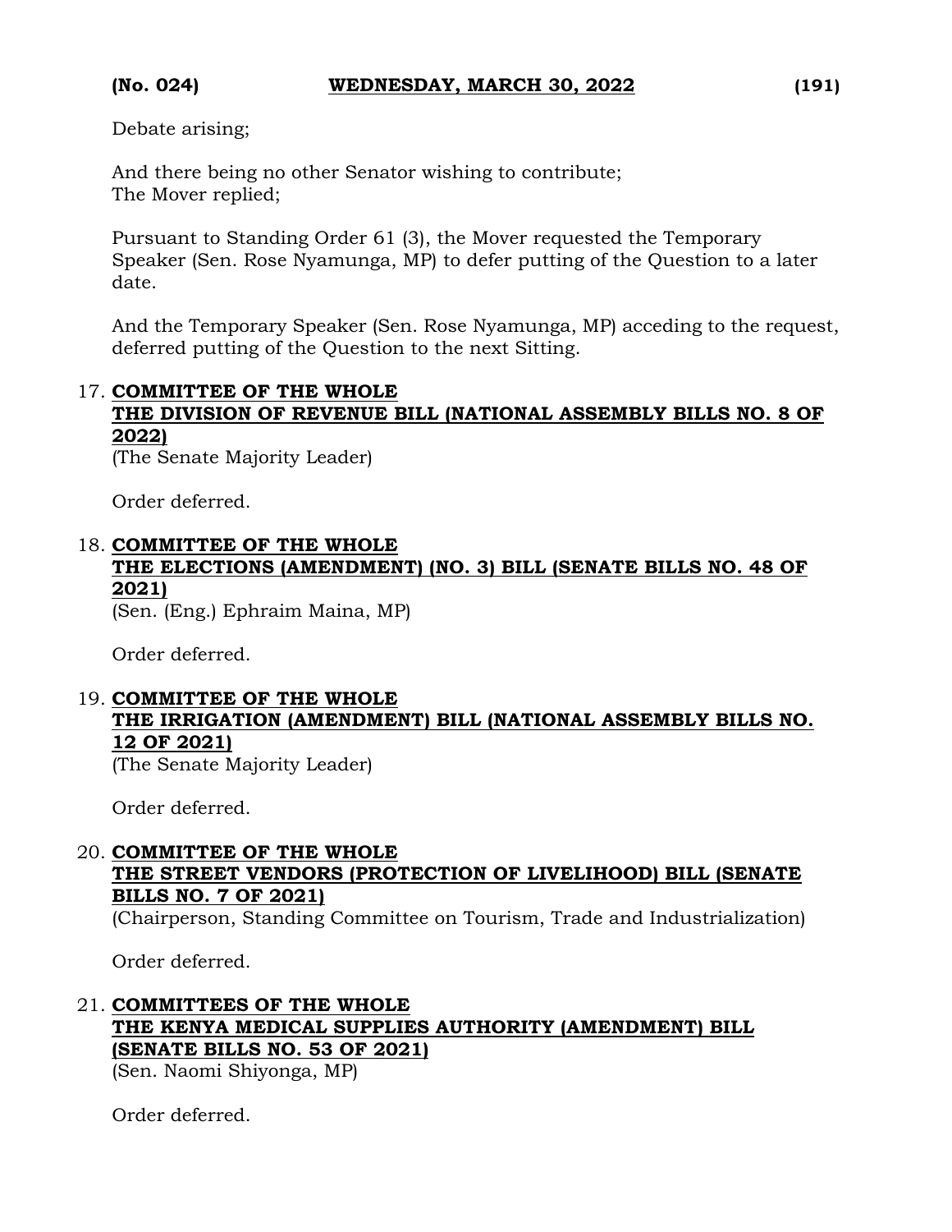Debate arising;

And there being no other Senator wishing to contribute;
The Mover replied;

Pursuant to Standing Order 61 (3), the Mover requested the Temporary Speaker (Sen. Rose Nyamunga, MP) to defer putting of the Question to a later date.

And the Temporary Speaker (Sen. Rose Nyamunga, MP) acceding to the request, deferred putting of the Question to the next Sitting.

17. **COMMITTEE OF THE WHOLE**
    **THE DIVISION OF REVENUE BILL (NATIONAL ASSEMBLY BILLS NO. 8 OF 2022)**
    (The Senate Majority Leader)

    Order deferred.

18. **COMMITTEE OF THE WHOLE**
    **THE ELECTIONS (AMENDMENT) (NO. 3) BILL (SENATE BILLS NO. 48 OF 2021)**
    (Sen. (Eng.) Ephraim Maina, MP)

    Order deferred.

19. **COMMITTEE OF THE WHOLE**
    **THE IRRIGATION (AMENDMENT) BILL (NATIONAL ASSEMBLY BILLS NO. 12 OF 2021)**
    (The Senate Majority Leader)

    Order deferred.

20. **COMMITTEE OF THE WHOLE**
    **THE STREET VENDORS (PROTECTION OF LIVELIHOOD) BILL (SENATE BILLS NO. 7 OF 2021)**
    (Chairperson, Standing Committee on Tourism, Trade and Industrialization)

    Order deferred.

21. **COMMITTEES OF THE WHOLE**
    **THE KENYA MEDICAL SUPPLIES AUTHORITY (AMENDMENT) BILL (SENATE BILLS NO. 53 OF 2021)**
    (Sen. Naomi Shiyonga, MP)

    Order deferred.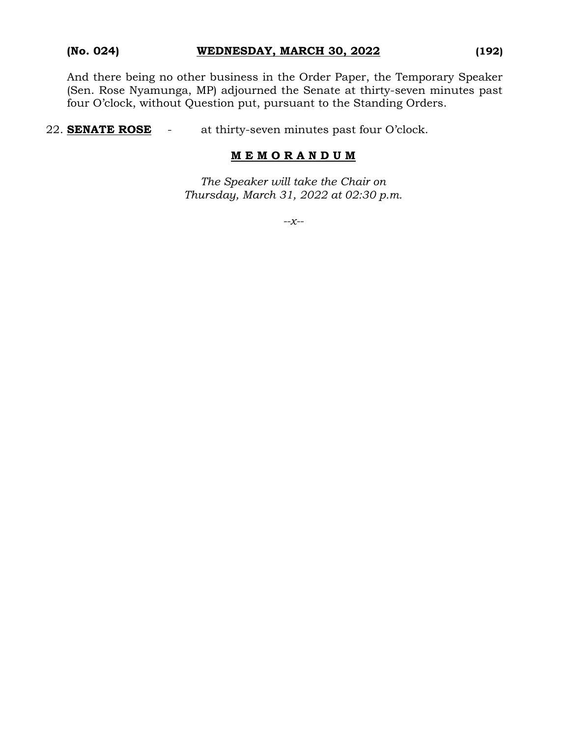And there being no other business in the Order Paper, the Temporary Speaker (Sen. Rose Nyamunga, MP) adjourned the Senate at thirty-seven minutes past four O'clock, without Question put, pursuant to the Standing Orders.

22. **SENATE ROSE** - at thirty-seven minutes past four O'clock.

## M E M O R A N D U M

*The Speaker will take the Chair on*
*Thursday, March 31, 2022 at 02:30 p.m.*

*--x--*